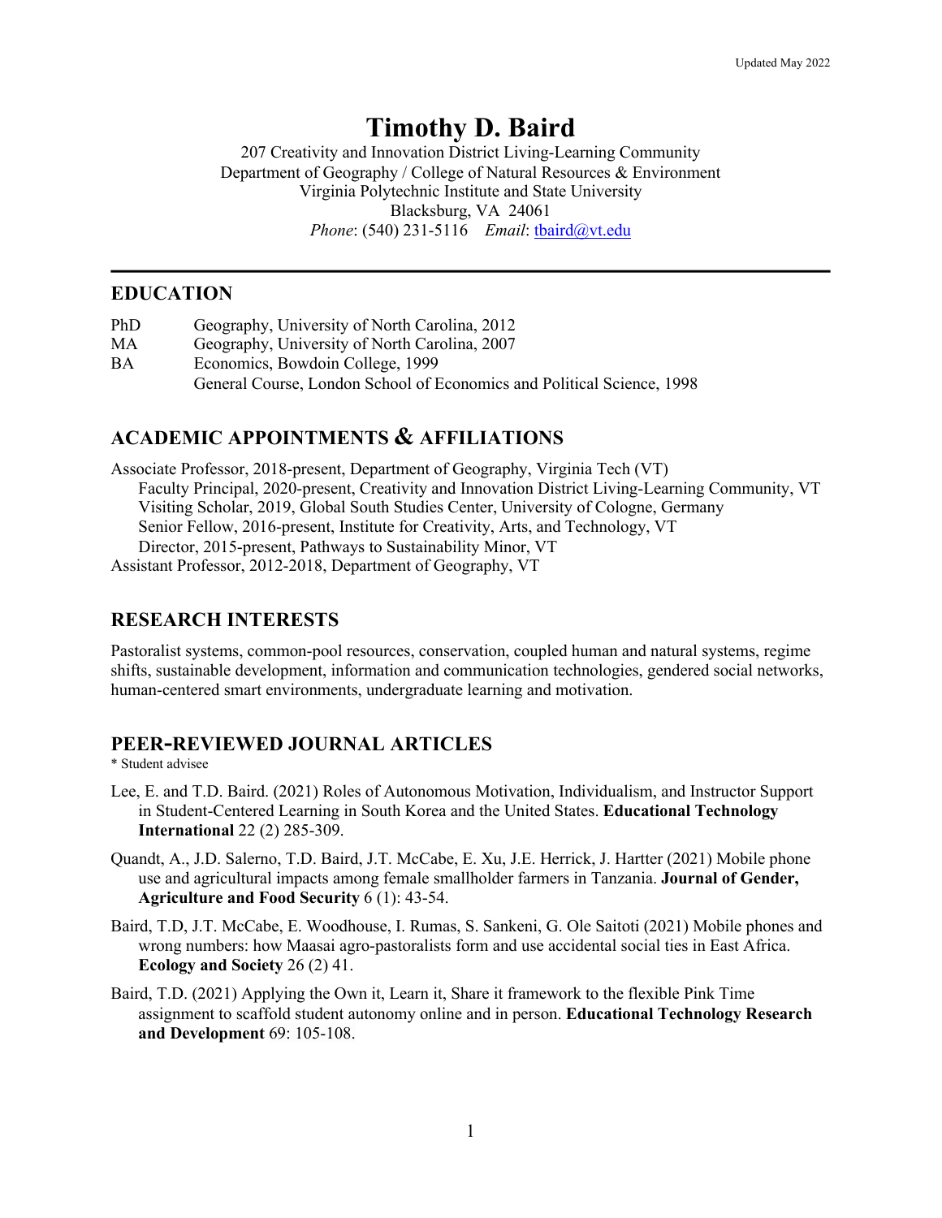Updated May 2022

# Timothy D. Baird

207 Creativity and Innovation District Living-Learning Community
Department of Geography / College of Natural Resources & Environment
Virginia Polytechnic Institute and State University
Blacksburg, VA 24061
*Phone*: (540) 231-5116 *Email*: tbaird@vt.edu

---

## EDUCATION

PhD Geography, University of North Carolina, 2012
MA Geography, University of North Carolina, 2007
BA Economics, Bowdoin College, 1999
General Course, London School of Economics and Political Science, 1998

## ACADEMIC APPOINTMENTS & AFFILIATIONS

Associate Professor, 2018-present, Department of Geography, Virginia Tech (VT)
- Faculty Principal, 2020-present, Creativity and Innovation District Living-Learning Community, VT
- Visiting Scholar, 2019, Global South Studies Center, University of Cologne, Germany
- Senior Fellow, 2016-present, Institute for Creativity, Arts, and Technology, VT
- Director, 2015-present, Pathways to Sustainability Minor, VT

Assistant Professor, 2012-2018, Department of Geography, VT

## RESEARCH INTERESTS

Pastoralist systems, common-pool resources, conservation, coupled human and natural systems, regime shifts, sustainable development, information and communication technologies, gendered social networks, human-centered smart environments, undergraduate learning and motivation.

## PEER-REVIEWED JOURNAL ARTICLES

* Student advisee

Lee, E. and T.D. Baird. (2021) Roles of Autonomous Motivation, Individualism, and Instructor Support in Student-Centered Learning in South Korea and the United States. **Educational Technology International** 22 (2) 285-309.

Quandt, A., J.D. Salerno, T.D. Baird, J.T. McCabe, E. Xu, J.E. Herrick, J. Hartter (2021) Mobile phone use and agricultural impacts among female smallholder farmers in Tanzania. **Journal of Gender, Agriculture and Food Security** 6 (1): 43-54.

Baird, T.D, J.T. McCabe, E. Woodhouse, I. Rumas, S. Sankeni, G. Ole Saitoti (2021) Mobile phones and wrong numbers: how Maasai agro-pastoralists form and use accidental social ties in East Africa. **Ecology and Society** 26 (2) 41.

Baird, T.D. (2021) Applying the Own it, Learn it, Share it framework to the flexible Pink Time assignment to scaffold student autonomy online and in person. **Educational Technology Research and Development** 69: 105-108.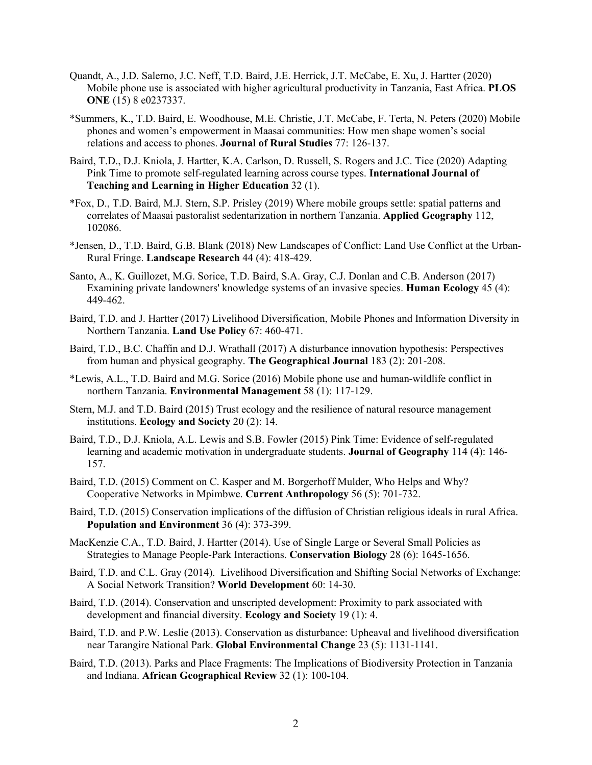Quandt, A., J.D. Salerno, J.C. Neff, T.D. Baird, J.E. Herrick, J.T. McCabe, E. Xu, J. Hartter (2020) Mobile phone use is associated with higher agricultural productivity in Tanzania, East Africa. **PLOS ONE** (15) 8 e0237337.

*Summers, K., T.D. Baird, E. Woodhouse, M.E. Christie, J.T. McCabe, F. Terta, N. Peters (2020) Mobile phones and women's empowerment in Maasai communities: How men shape women's social relations and access to phones. **Journal of Rural Studies** 77: 126-137.

Baird, T.D., D.J. Kniola, J. Hartter, K.A. Carlson, D. Russell, S. Rogers and J.C. Tice (2020) Adapting Pink Time to promote self-regulated learning across course types. **International Journal of Teaching and Learning in Higher Education** 32 (1).

*Fox, D., T.D. Baird, M.J. Stern, S.P. Prisley (2019) Where mobile groups settle: spatial patterns and correlates of Maasai pastoralist sedentarization in northern Tanzania. **Applied Geography** 112, 102086.

*Jensen, D., T.D. Baird, G.B. Blank (2018) New Landscapes of Conflict: Land Use Conflict at the Urban-Rural Fringe. **Landscape Research** 44 (4): 418-429.

Santo, A., K. Guillozet, M.G. Sorice, T.D. Baird, S.A. Gray, C.J. Donlan and C.B. Anderson (2017) Examining private landowners' knowledge systems of an invasive species. **Human Ecology** 45 (4): 449-462.

Baird, T.D. and J. Hartter (2017) Livelihood Diversification, Mobile Phones and Information Diversity in Northern Tanzania. **Land Use Policy** 67: 460-471.

Baird, T.D., B.C. Chaffin and D.J. Wrathall (2017) A disturbance innovation hypothesis: Perspectives from human and physical geography. **The Geographical Journal** 183 (2): 201-208.

*Lewis, A.L., T.D. Baird and M.G. Sorice (2016) Mobile phone use and human-wildlife conflict in northern Tanzania. **Environmental Management** 58 (1): 117-129.

Stern, M.J. and T.D. Baird (2015) Trust ecology and the resilience of natural resource management institutions. **Ecology and Society** 20 (2): 14.

Baird, T.D., D.J. Kniola, A.L. Lewis and S.B. Fowler (2015) Pink Time: Evidence of self-regulated learning and academic motivation in undergraduate students. **Journal of Geography** 114 (4): 146-157.

Baird, T.D. (2015) Comment on C. Kasper and M. Borgerhoff Mulder, Who Helps and Why? Cooperative Networks in Mpimbwe. **Current Anthropology** 56 (5): 701-732.

Baird, T.D. (2015) Conservation implications of the diffusion of Christian religious ideals in rural Africa. **Population and Environment** 36 (4): 373-399.

MacKenzie C.A., T.D. Baird, J. Hartter (2014). Use of Single Large or Several Small Policies as Strategies to Manage People-Park Interactions. **Conservation Biology** 28 (6): 1645-1656.

Baird, T.D. and C.L. Gray (2014). Livelihood Diversification and Shifting Social Networks of Exchange: A Social Network Transition? **World Development** 60: 14-30.

Baird, T.D. (2014). Conservation and unscripted development: Proximity to park associated with development and financial diversity. **Ecology and Society** 19 (1): 4.

Baird, T.D. and P.W. Leslie (2013). Conservation as disturbance: Upheaval and livelihood diversification near Tarangire National Park. **Global Environmental Change** 23 (5): 1131-1141.

Baird, T.D. (2013). Parks and Place Fragments: The Implications of Biodiversity Protection in Tanzania and Indiana. **African Geographical Review** 32 (1): 100-104.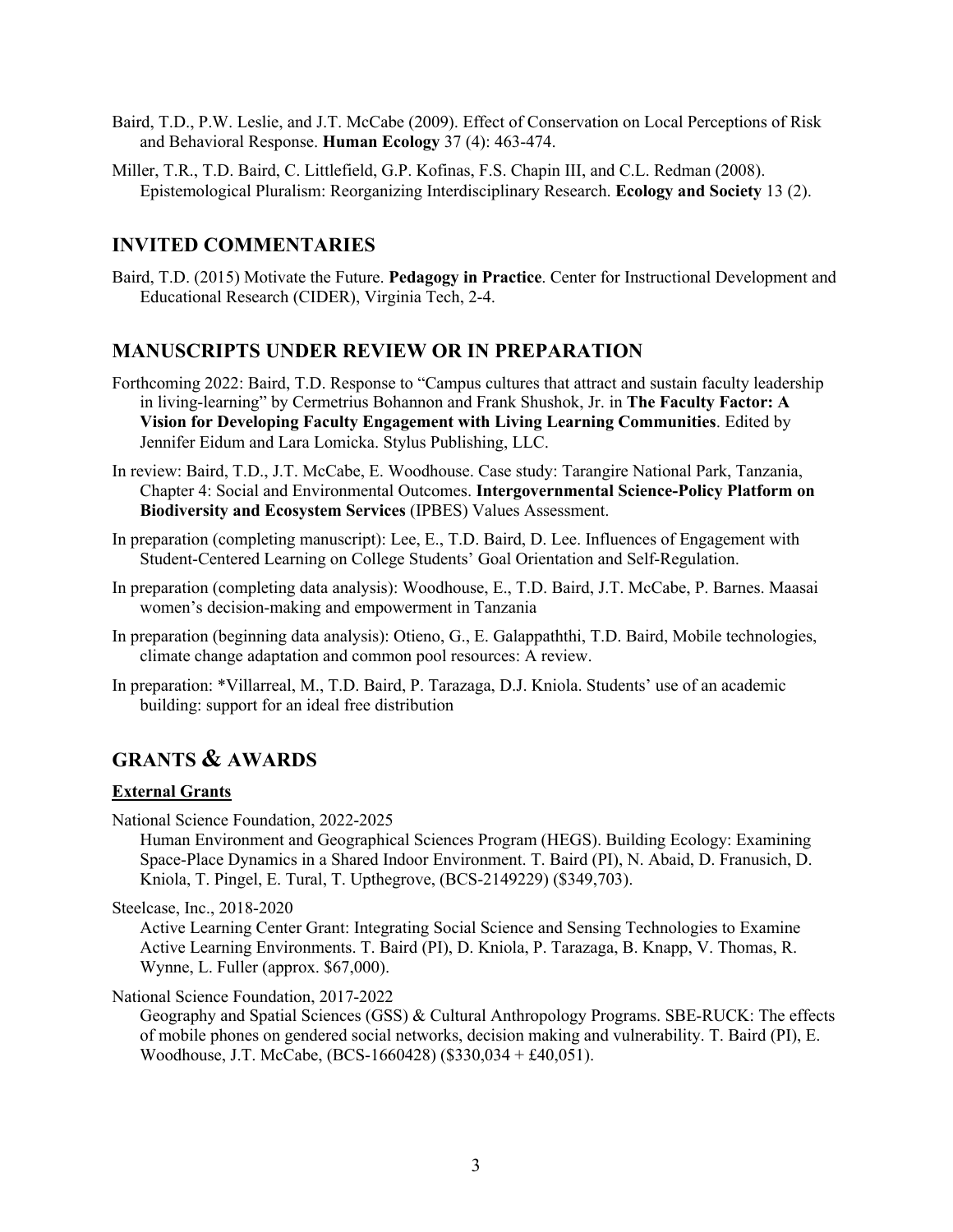Baird, T.D., P.W. Leslie, and J.T. McCabe (2009). Effect of Conservation on Local Perceptions of Risk and Behavioral Response. **Human Ecology** 37 (4): 463-474.

Miller, T.R., T.D. Baird, C. Littlefield, G.P. Kofinas, F.S. Chapin III, and C.L. Redman (2008). Epistemological Pluralism: Reorganizing Interdisciplinary Research. **Ecology and Society** 13 (2).

## INVITED COMMENTARIES

Baird, T.D. (2015) Motivate the Future. **Pedagogy in Practice**. Center for Instructional Development and Educational Research (CIDER), Virginia Tech, 2-4.

## MANUSCRIPTS UNDER REVIEW OR IN PREPARATION

Forthcoming 2022: Baird, T.D. Response to "Campus cultures that attract and sustain faculty leadership in living-learning" by Cermetrius Bohannon and Frank Shushok, Jr. in **The Faculty Factor: A Vision for Developing Faculty Engagement with Living Learning Communities**. Edited by Jennifer Eidum and Lara Lomicka. Stylus Publishing, LLC.

In review: Baird, T.D., J.T. McCabe, E. Woodhouse. Case study: Tarangire National Park, Tanzania, Chapter 4: Social and Environmental Outcomes. **Intergovernmental Science-Policy Platform on Biodiversity and Ecosystem Services** (IPBES) Values Assessment.

In preparation (completing manuscript): Lee, E., T.D. Baird, D. Lee. Influences of Engagement with Student-Centered Learning on College Students' Goal Orientation and Self-Regulation.

In preparation (completing data analysis): Woodhouse, E., T.D. Baird, J.T. McCabe, P. Barnes. Maasai women's decision-making and empowerment in Tanzania

In preparation (beginning data analysis): Otieno, G., E. Galappaththi, T.D. Baird, Mobile technologies, climate change adaptation and common pool resources: A review.

In preparation: *Villarreal, M., T.D. Baird, P. Tarazaga, D.J. Kniola. Students' use of an academic building: support for an ideal free distribution

## GRANTS & AWARDS

### External Grants

National Science Foundation, 2022-2025
Human Environment and Geographical Sciences Program (HEGS). Building Ecology: Examining Space-Place Dynamics in a Shared Indoor Environment. T. Baird (PI), N. Abaid, D. Franusich, D. Kniola, T. Pingel, E. Tural, T. Upthegrove, (BCS-2149229) ($349,703).

Steelcase, Inc., 2018-2020
Active Learning Center Grant: Integrating Social Science and Sensing Technologies to Examine Active Learning Environments. T. Baird (PI), D. Kniola, P. Tarazaga, B. Knapp, V. Thomas, R. Wynne, L. Fuller (approx. $67,000).

National Science Foundation, 2017-2022
Geography and Spatial Sciences (GSS) & Cultural Anthropology Programs. SBE-RUCK: The effects of mobile phones on gendered social networks, decision making and vulnerability. T. Baird (PI), E. Woodhouse, J.T. McCabe, (BCS-1660428) ($330,034 + £40,051).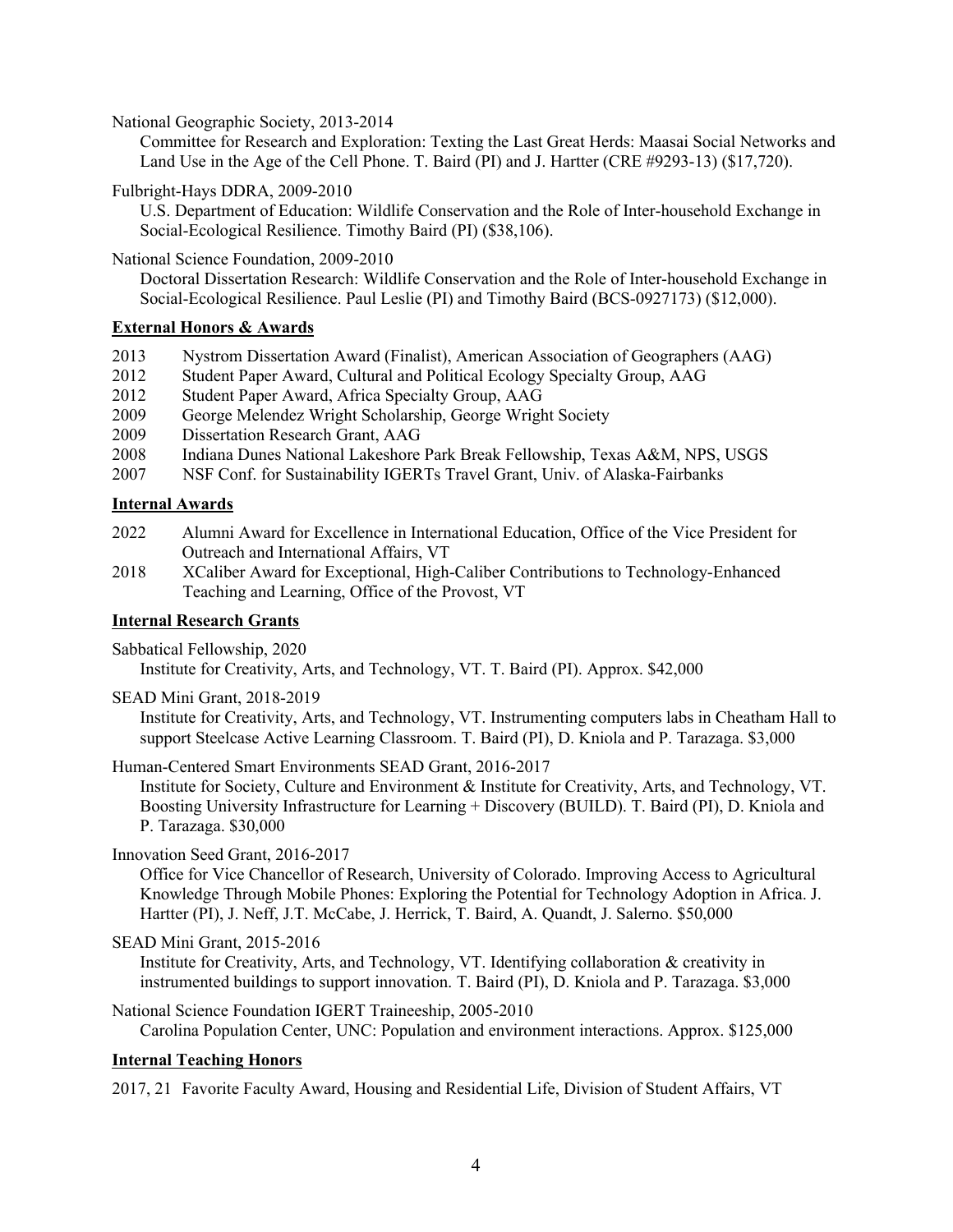National Geographic Society, 2013-2014

Committee for Research and Exploration: Texting the Last Great Herds: Maasai Social Networks and Land Use in the Age of the Cell Phone. T. Baird (PI) and J. Hartter (CRE #9293-13) ($17,720).

Fulbright-Hays DDRA, 2009-2010

U.S. Department of Education: Wildlife Conservation and the Role of Inter-household Exchange in Social-Ecological Resilience. Timothy Baird (PI) ($38,106).

National Science Foundation, 2009-2010

Doctoral Dissertation Research: Wildlife Conservation and the Role of Inter-household Exchange in Social-Ecological Resilience. Paul Leslie (PI) and Timothy Baird (BCS-0927173) ($12,000).

**External Honors & Awards**

- 2013 Nystrom Dissertation Award (Finalist), American Association of Geographers (AAG)
- 2012 Student Paper Award, Cultural and Political Ecology Specialty Group, AAG
- 2012 Student Paper Award, Africa Specialty Group, AAG
- 2009 George Melendez Wright Scholarship, George Wright Society
- 2009 Dissertation Research Grant, AAG
- 2008 Indiana Dunes National Lakeshore Park Break Fellowship, Texas A&M, NPS, USGS
- 2007 NSF Conf. for Sustainability IGERTs Travel Grant, Univ. of Alaska-Fairbanks

**Internal Awards**

- 2022 Alumni Award for Excellence in International Education, Office of the Vice President for Outreach and International Affairs, VT
- 2018 XCaliber Award for Exceptional, High-Caliber Contributions to Technology-Enhanced Teaching and Learning, Office of the Provost, VT

**Internal Research Grants**

Sabbatical Fellowship, 2020

Institute for Creativity, Arts, and Technology, VT. T. Baird (PI). Approx. $42,000

SEAD Mini Grant, 2018-2019

Institute for Creativity, Arts, and Technology, VT. Instrumenting computers labs in Cheatham Hall to support Steelcase Active Learning Classroom. T. Baird (PI), D. Kniola and P. Tarazaga. $3,000

Human-Centered Smart Environments SEAD Grant, 2016-2017

Institute for Society, Culture and Environment & Institute for Creativity, Arts, and Technology, VT. Boosting University Infrastructure for Learning + Discovery (BUILD). T. Baird (PI), D. Kniola and P. Tarazaga. $30,000

Innovation Seed Grant, 2016-2017

Office for Vice Chancellor of Research, University of Colorado. Improving Access to Agricultural Knowledge Through Mobile Phones: Exploring the Potential for Technology Adoption in Africa. J. Hartter (PI), J. Neff, J.T. McCabe, J. Herrick, T. Baird, A. Quandt, J. Salerno. $50,000

SEAD Mini Grant, 2015-2016

Institute for Creativity, Arts, and Technology, VT. Identifying collaboration & creativity in instrumented buildings to support innovation. T. Baird (PI), D. Kniola and P. Tarazaga. $3,000

National Science Foundation IGERT Traineeship, 2005-2010

Carolina Population Center, UNC: Population and environment interactions. Approx. $125,000

**Internal Teaching Honors**

- 2017, 21 Favorite Faculty Award, Housing and Residential Life, Division of Student Affairs, VT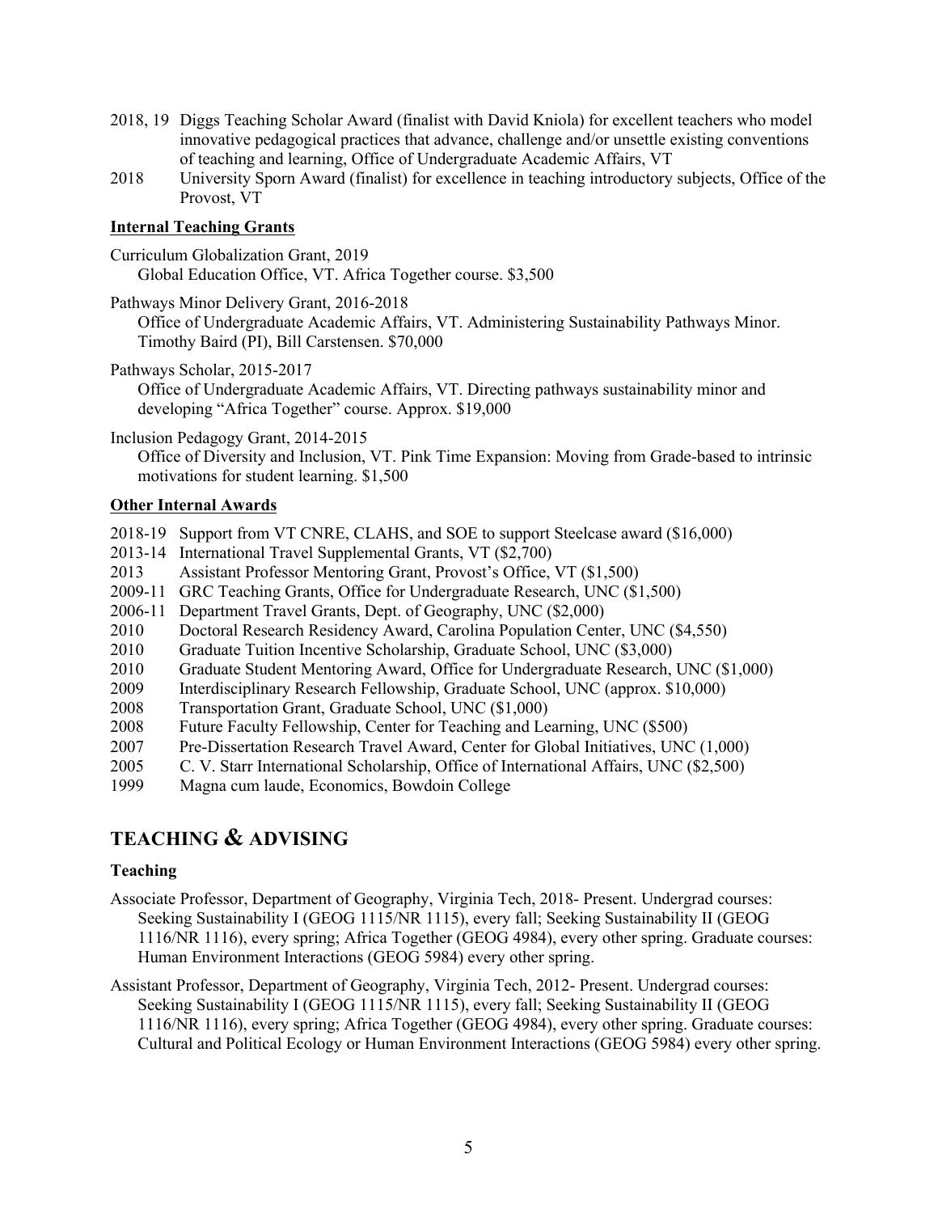2018, 19 Diggs Teaching Scholar Award (finalist with David Kniola) for excellent teachers who model innovative pedagogical practices that advance, challenge and/or unsettle existing conventions of teaching and learning, Office of Undergraduate Academic Affairs, VT

2018 University Sporn Award (finalist) for excellence in teaching introductory subjects, Office of the Provost, VT

#### Internal Teaching Grants

Curriculum Globalization Grant, 2019
Global Education Office, VT. Africa Together course. $3,500

Pathways Minor Delivery Grant, 2016-2018
Office of Undergraduate Academic Affairs, VT. Administering Sustainability Pathways Minor. Timothy Baird (PI), Bill Carstensen. $70,000

Pathways Scholar, 2015-2017
Office of Undergraduate Academic Affairs, VT. Directing pathways sustainability minor and developing "Africa Together" course. Approx. $19,000

Inclusion Pedagogy Grant, 2014-2015
Office of Diversity and Inclusion, VT. Pink Time Expansion: Moving from Grade-based to intrinsic motivations for student learning. $1,500

#### Other Internal Awards

2018-19 Support from VT CNRE, CLAHS, and SOE to support Steelcase award ($16,000)
2013-14 International Travel Supplemental Grants, VT ($2,700)
2013 Assistant Professor Mentoring Grant, Provost's Office, VT ($1,500)
2009-11 GRC Teaching Grants, Office for Undergraduate Research, UNC ($1,500)
2006-11 Department Travel Grants, Dept. of Geography, UNC ($2,000)
2010 Doctoral Research Residency Award, Carolina Population Center, UNC ($4,550)
2010 Graduate Tuition Incentive Scholarship, Graduate School, UNC ($3,000)
2010 Graduate Student Mentoring Award, Office for Undergraduate Research, UNC ($1,000)
2009 Interdisciplinary Research Fellowship, Graduate School, UNC (approx. $10,000)
2008 Transportation Grant, Graduate School, UNC ($1,000)
2008 Future Faculty Fellowship, Center for Teaching and Learning, UNC ($500)
2007 Pre-Dissertation Research Travel Award, Center for Global Initiatives, UNC (1,000)
2005 C. V. Starr International Scholarship, Office of International Affairs, UNC ($2,500)
1999 Magna cum laude, Economics, Bowdoin College

## TEACHING & ADVISING

### Teaching

Associate Professor, Department of Geography, Virginia Tech, 2018- Present. Undergrad courses: Seeking Sustainability I (GEOG 1115/NR 1115), every fall; Seeking Sustainability II (GEOG 1116/NR 1116), every spring; Africa Together (GEOG 4984), every other spring. Graduate courses: Human Environment Interactions (GEOG 5984) every other spring.

Assistant Professor, Department of Geography, Virginia Tech, 2012- Present. Undergrad courses: Seeking Sustainability I (GEOG 1115/NR 1115), every fall; Seeking Sustainability II (GEOG 1116/NR 1116), every spring; Africa Together (GEOG 4984), every other spring. Graduate courses: Cultural and Political Ecology or Human Environment Interactions (GEOG 5984) every other spring.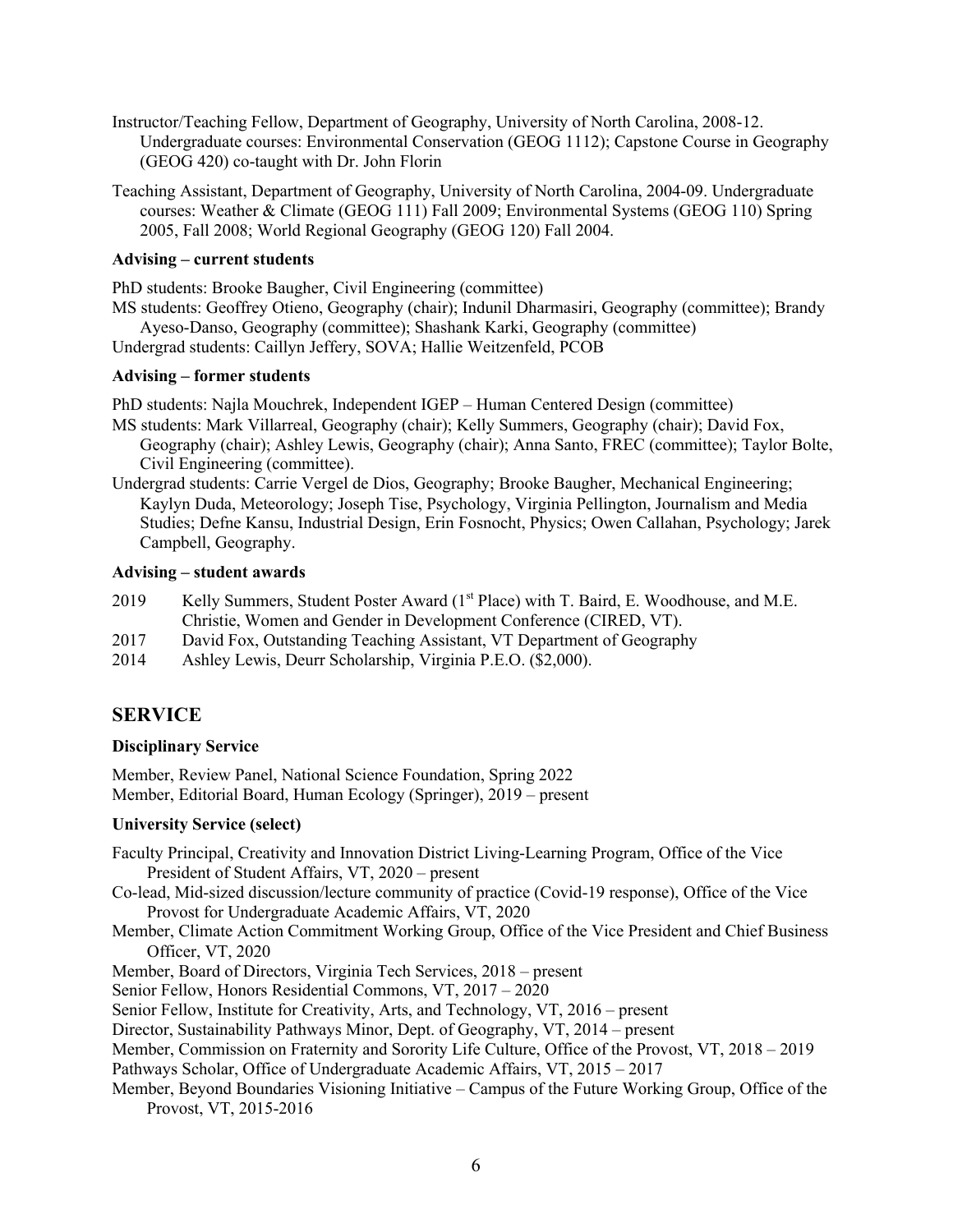Instructor/Teaching Fellow, Department of Geography, University of North Carolina, 2008-12. Undergraduate courses: Environmental Conservation (GEOG 1112); Capstone Course in Geography (GEOG 420) co-taught with Dr. John Florin

Teaching Assistant, Department of Geography, University of North Carolina, 2004-09. Undergraduate courses: Weather & Climate (GEOG 111) Fall 2009; Environmental Systems (GEOG 110) Spring 2005, Fall 2008; World Regional Geography (GEOG 120) Fall 2004.

**Advising – current students**

PhD students: Brooke Baugher, Civil Engineering (committee)
MS students: Geoffrey Otieno, Geography (chair); Indunil Dharmasiri, Geography (committee); Brandy Ayeso-Danso, Geography (committee); Shashank Karki, Geography (committee)
Undergrad students: Caillyn Jeffery, SOVA; Hallie Weitzenfeld, PCOB

**Advising – former students**

PhD students: Najla Mouchrek, Independent IGEP – Human Centered Design (committee)
MS students: Mark Villarreal, Geography (chair); Kelly Summers, Geography (chair); David Fox, Geography (chair); Ashley Lewis, Geography (chair); Anna Santo, FREC (committee); Taylor Bolte, Civil Engineering (committee).
Undergrad students: Carrie Vergel de Dios, Geography; Brooke Baugher, Mechanical Engineering; Kaylyn Duda, Meteorology; Joseph Tise, Psychology, Virginia Pellington, Journalism and Media Studies; Defne Kansu, Industrial Design, Erin Fosnocht, Physics; Owen Callahan, Psychology; Jarek Campbell, Geography.

**Advising – student awards**

2019 Kelly Summers, Student Poster Award (1st Place) with T. Baird, E. Woodhouse, and M.E. Christie, Women and Gender in Development Conference (CIRED, VT).
2017 David Fox, Outstanding Teaching Assistant, VT Department of Geography
2014 Ashley Lewis, Deurr Scholarship, Virginia P.E.O. ($2,000).

## SERVICE

**Disciplinary Service**

Member, Review Panel, National Science Foundation, Spring 2022
Member, Editorial Board, Human Ecology (Springer), 2019 – present

**University Service (select)**

Faculty Principal, Creativity and Innovation District Living-Learning Program, Office of the Vice President of Student Affairs, VT, 2020 – present
Co-lead, Mid-sized discussion/lecture community of practice (Covid-19 response), Office of the Vice Provost for Undergraduate Academic Affairs, VT, 2020
Member, Climate Action Commitment Working Group, Office of the Vice President and Chief Business Officer, VT, 2020
Member, Board of Directors, Virginia Tech Services, 2018 – present
Senior Fellow, Honors Residential Commons, VT, 2017 – 2020
Senior Fellow, Institute for Creativity, Arts, and Technology, VT, 2016 – present
Director, Sustainability Pathways Minor, Dept. of Geography, VT, 2014 – present
Member, Commission on Fraternity and Sorority Life Culture, Office of the Provost, VT, 2018 – 2019
Pathways Scholar, Office of Undergraduate Academic Affairs, VT, 2015 – 2017
Member, Beyond Boundaries Visioning Initiative – Campus of the Future Working Group, Office of the Provost, VT, 2015-2016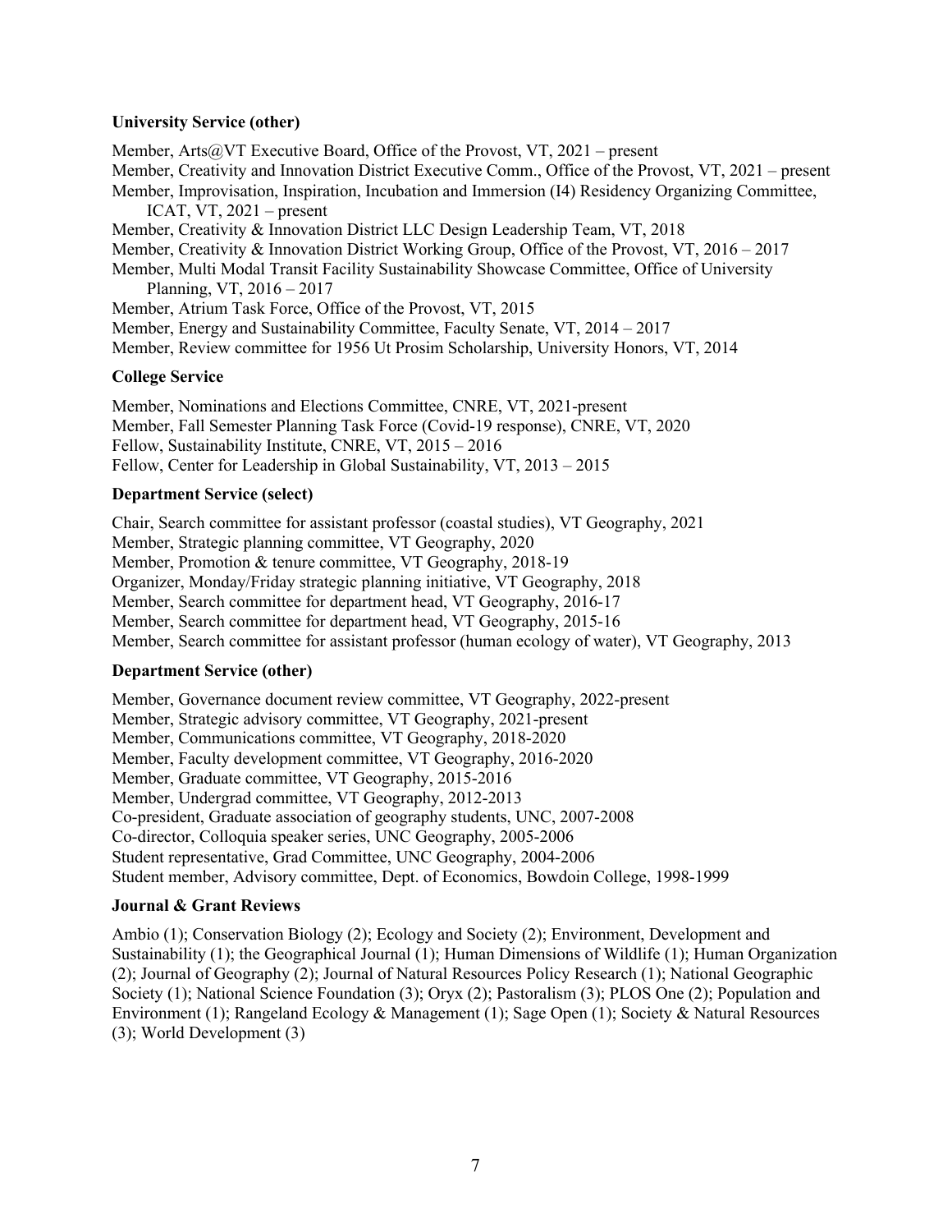**University Service (other)**

Member, Arts@VT Executive Board, Office of the Provost, VT, 2021 – present
Member, Creativity and Innovation District Executive Comm., Office of the Provost, VT, 2021 – present
Member, Improvisation, Inspiration, Incubation and Immersion (I4) Residency Organizing Committee, ICAT, VT, 2021 – present
Member, Creativity & Innovation District LLC Design Leadership Team, VT, 2018
Member, Creativity & Innovation District Working Group, Office of the Provost, VT, 2016 – 2017
Member, Multi Modal Transit Facility Sustainability Showcase Committee, Office of University Planning, VT, 2016 – 2017
Member, Atrium Task Force, Office of the Provost, VT, 2015
Member, Energy and Sustainability Committee, Faculty Senate, VT, 2014 – 2017
Member, Review committee for 1956 Ut Prosim Scholarship, University Honors, VT, 2014

**College Service**

Member, Nominations and Elections Committee, CNRE, VT, 2021-present
Member, Fall Semester Planning Task Force (Covid-19 response), CNRE, VT, 2020
Fellow, Sustainability Institute, CNRE, VT, 2015 – 2016
Fellow, Center for Leadership in Global Sustainability, VT, 2013 – 2015

**Department Service (select)**

Chair, Search committee for assistant professor (coastal studies), VT Geography, 2021
Member, Strategic planning committee, VT Geography, 2020
Member, Promotion & tenure committee, VT Geography, 2018-19
Organizer, Monday/Friday strategic planning initiative, VT Geography, 2018
Member, Search committee for department head, VT Geography, 2016-17
Member, Search committee for department head, VT Geography, 2015-16
Member, Search committee for assistant professor (human ecology of water), VT Geography, 2013

**Department Service (other)**

Member, Governance document review committee, VT Geography, 2022-present
Member, Strategic advisory committee, VT Geography, 2021-present
Member, Communications committee, VT Geography, 2018-2020
Member, Faculty development committee, VT Geography, 2016-2020
Member, Graduate committee, VT Geography, 2015-2016
Member, Undergrad committee, VT Geography, 2012-2013
Co-president, Graduate association of geography students, UNC, 2007-2008
Co-director, Colloquia speaker series, UNC Geography, 2005-2006
Student representative, Grad Committee, UNC Geography, 2004-2006
Student member, Advisory committee, Dept. of Economics, Bowdoin College, 1998-1999

**Journal & Grant Reviews**

Ambio (1); Conservation Biology (2); Ecology and Society (2); Environment, Development and Sustainability (1); the Geographical Journal (1); Human Dimensions of Wildlife (1); Human Organization (2); Journal of Geography (2); Journal of Natural Resources Policy Research (1); National Geographic Society (1); National Science Foundation (3); Oryx (2); Pastoralism (3); PLOS One (2); Population and Environment (1); Rangeland Ecology & Management (1); Sage Open (1); Society & Natural Resources (3); World Development (3)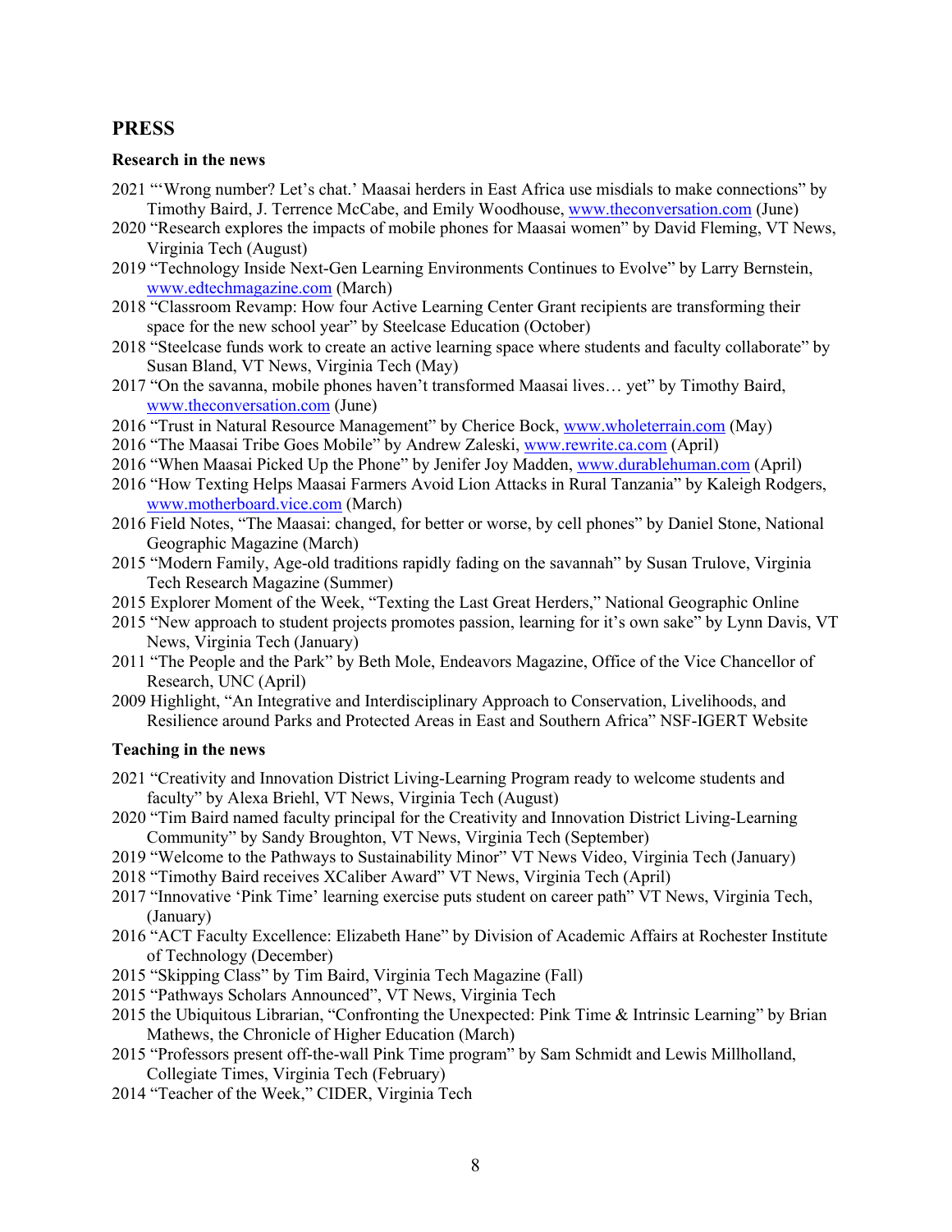## PRESS

### Research in the news

2021 "'Wrong number? Let's chat.' Maasai herders in East Africa use misdials to make connections" by Timothy Baird, J. Terrence McCabe, and Emily Woodhouse, www.theconversation.com (June)
2020 "Research explores the impacts of mobile phones for Maasai women" by David Fleming, VT News, Virginia Tech (August)
2019 "Technology Inside Next-Gen Learning Environments Continues to Evolve" by Larry Bernstein, www.edtechmagazine.com (March)
2018 "Classroom Revamp: How four Active Learning Center Grant recipients are transforming their space for the new school year" by Steelcase Education (October)
2018 "Steelcase funds work to create an active learning space where students and faculty collaborate" by Susan Bland, VT News, Virginia Tech (May)
2017 "On the savanna, mobile phones haven't transformed Maasai lives… yet" by Timothy Baird, www.theconversation.com (June)
2016 "Trust in Natural Resource Management" by Cherice Bock, www.wholeterrain.com (May)
2016 "The Maasai Tribe Goes Mobile" by Andrew Zaleski, www.rewrite.ca.com (April)
2016 "When Maasai Picked Up the Phone" by Jenifer Joy Madden, www.durablehuman.com (April)
2016 "How Texting Helps Maasai Farmers Avoid Lion Attacks in Rural Tanzania" by Kaleigh Rodgers, www.motherboard.vice.com (March)
2016 Field Notes, "The Maasai: changed, for better or worse, by cell phones" by Daniel Stone, National Geographic Magazine (March)
2015 "Modern Family, Age-old traditions rapidly fading on the savannah" by Susan Trulove, Virginia Tech Research Magazine (Summer)
2015 Explorer Moment of the Week, "Texting the Last Great Herders," National Geographic Online
2015 "New approach to student projects promotes passion, learning for it's own sake" by Lynn Davis, VT News, Virginia Tech (January)
2011 "The People and the Park" by Beth Mole, Endeavors Magazine, Office of the Vice Chancellor of Research, UNC (April)
2009 Highlight, "An Integrative and Interdisciplinary Approach to Conservation, Livelihoods, and Resilience around Parks and Protected Areas in East and Southern Africa" NSF-IGERT Website

### Teaching in the news

2021 "Creativity and Innovation District Living-Learning Program ready to welcome students and faculty" by Alexa Briehl, VT News, Virginia Tech (August)
2020 "Tim Baird named faculty principal for the Creativity and Innovation District Living-Learning Community" by Sandy Broughton, VT News, Virginia Tech (September)
2019 "Welcome to the Pathways to Sustainability Minor" VT News Video, Virginia Tech (January)
2018 "Timothy Baird receives XCaliber Award" VT News, Virginia Tech (April)
2017 "Innovative 'Pink Time' learning exercise puts student on career path" VT News, Virginia Tech, (January)
2016 "ACT Faculty Excellence: Elizabeth Hane" by Division of Academic Affairs at Rochester Institute of Technology (December)
2015 "Skipping Class" by Tim Baird, Virginia Tech Magazine (Fall)
2015 "Pathways Scholars Announced", VT News, Virginia Tech
2015 the Ubiquitous Librarian, "Confronting the Unexpected: Pink Time & Intrinsic Learning" by Brian Mathews, the Chronicle of Higher Education (March)
2015 "Professors present off-the-wall Pink Time program" by Sam Schmidt and Lewis Millholland, Collegiate Times, Virginia Tech (February)
2014 "Teacher of the Week," CIDER, Virginia Tech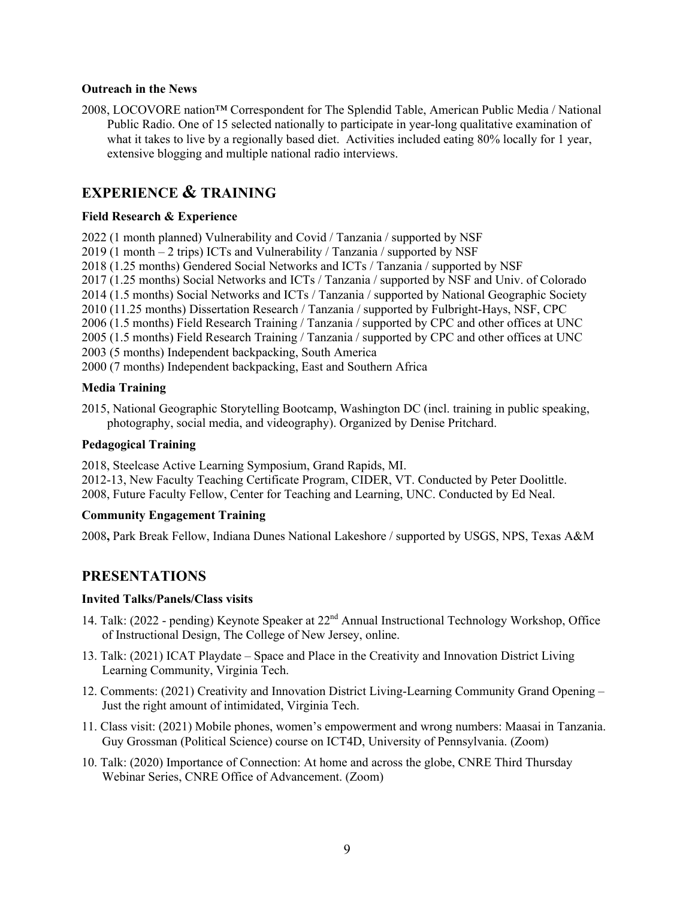### Outreach in the News

2008, LOCOVORE nation™ Correspondent for The Splendid Table, American Public Media / National Public Radio. One of 15 selected nationally to participate in year-long qualitative examination of what it takes to live by a regionally based diet. Activities included eating 80% locally for 1 year, extensive blogging and multiple national radio interviews.

## EXPERIENCE & TRAINING

### Field Research & Experience

2022 (1 month planned) Vulnerability and Covid / Tanzania / supported by NSF
2019 (1 month – 2 trips) ICTs and Vulnerability / Tanzania / supported by NSF
2018 (1.25 months) Gendered Social Networks and ICTs / Tanzania / supported by NSF
2017 (1.25 months) Social Networks and ICTs / Tanzania / supported by NSF and Univ. of Colorado
2014 (1.5 months) Social Networks and ICTs / Tanzania / supported by National Geographic Society
2010 (11.25 months) Dissertation Research / Tanzania / supported by Fulbright-Hays, NSF, CPC
2006 (1.5 months) Field Research Training / Tanzania / supported by CPC and other offices at UNC
2005 (1.5 months) Field Research Training / Tanzania / supported by CPC and other offices at UNC
2003 (5 months) Independent backpacking, South America
2000 (7 months) Independent backpacking, East and Southern Africa

### Media Training

2015, National Geographic Storytelling Bootcamp, Washington DC (incl. training in public speaking, photography, social media, and videography). Organized by Denise Pritchard.

### Pedagogical Training

2018, Steelcase Active Learning Symposium, Grand Rapids, MI.
2012-13, New Faculty Teaching Certificate Program, CIDER, VT. Conducted by Peter Doolittle.
2008, Future Faculty Fellow, Center for Teaching and Learning, UNC. Conducted by Ed Neal.

### Community Engagement Training

2008**,** Park Break Fellow, Indiana Dunes National Lakeshore / supported by USGS, NPS, Texas A&M

## PRESENTATIONS

### Invited Talks/Panels/Class visits

14. Talk: (2022 - pending) Keynote Speaker at 22nd Annual Instructional Technology Workshop, Office of Instructional Design, The College of New Jersey, online.

13. Talk: (2021) ICAT Playdate – Space and Place in the Creativity and Innovation District Living Learning Community, Virginia Tech.

12. Comments: (2021) Creativity and Innovation District Living-Learning Community Grand Opening – Just the right amount of intimidated, Virginia Tech.

11. Class visit: (2021) Mobile phones, women's empowerment and wrong numbers: Maasai in Tanzania. Guy Grossman (Political Science) course on ICT4D, University of Pennsylvania. (Zoom)

10. Talk: (2020) Importance of Connection: At home and across the globe, CNRE Third Thursday Webinar Series, CNRE Office of Advancement. (Zoom)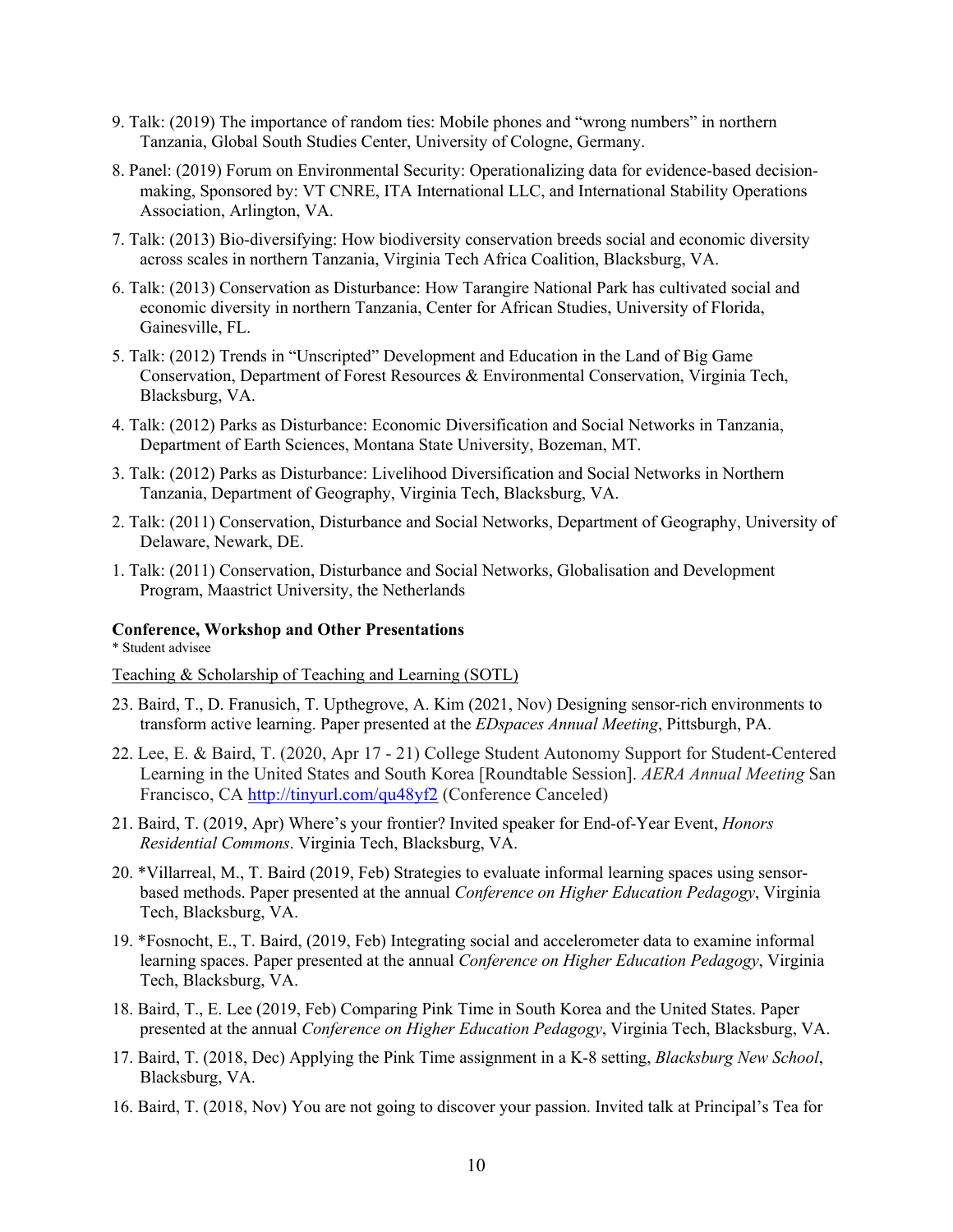9. Talk: (2019) The importance of random ties: Mobile phones and "wrong numbers" in northern Tanzania, Global South Studies Center, University of Cologne, Germany.

8. Panel: (2019) Forum on Environmental Security: Operationalizing data for evidence-based decision-making, Sponsored by: VT CNRE, ITA International LLC, and International Stability Operations Association, Arlington, VA.

7. Talk: (2013) Bio-diversifying: How biodiversity conservation breeds social and economic diversity across scales in northern Tanzania, Virginia Tech Africa Coalition, Blacksburg, VA.

6. Talk: (2013) Conservation as Disturbance: How Tarangire National Park has cultivated social and economic diversity in northern Tanzania, Center for African Studies, University of Florida, Gainesville, FL.

5. Talk: (2012) Trends in "Unscripted" Development and Education in the Land of Big Game Conservation, Department of Forest Resources & Environmental Conservation, Virginia Tech, Blacksburg, VA.

4. Talk: (2012) Parks as Disturbance: Economic Diversification and Social Networks in Tanzania, Department of Earth Sciences, Montana State University, Bozeman, MT.

3. Talk: (2012) Parks as Disturbance: Livelihood Diversification and Social Networks in Northern Tanzania, Department of Geography, Virginia Tech, Blacksburg, VA.

2. Talk: (2011) Conservation, Disturbance and Social Networks, Department of Geography, University of Delaware, Newark, DE.

1. Talk: (2011) Conservation, Disturbance and Social Networks, Globalisation and Development Program, Maastrict University, the Netherlands

**Conference, Workshop and Other Presentations**

\* Student advisee

Teaching & Scholarship of Teaching and Learning (SOTL)

23. Baird, T., D. Franusich, T. Upthegrove, A. Kim (2021, Nov) Designing sensor-rich environments to transform active learning. Paper presented at the *EDspaces Annual Meeting*, Pittsburgh, PA.

22. Lee, E. & Baird, T. (2020, Apr 17 - 21) College Student Autonomy Support for Student-Centered Learning in the United States and South Korea [Roundtable Session]. *AERA Annual Meeting* San Francisco, CA http://tinyurl.com/qu48yf2 (Conference Canceled)

21. Baird, T. (2019, Apr) Where's your frontier? Invited speaker for End-of-Year Event, *Honors Residential Commons*. Virginia Tech, Blacksburg, VA.

20. *Villarreal, M., T. Baird (2019, Feb) Strategies to evaluate informal learning spaces using sensor-based methods. Paper presented at the annual *Conference on Higher Education Pedagogy*, Virginia Tech, Blacksburg, VA.

19. *Fosnocht, E., T. Baird, (2019, Feb) Integrating social and accelerometer data to examine informal learning spaces. Paper presented at the annual *Conference on Higher Education Pedagogy*, Virginia Tech, Blacksburg, VA.

18. Baird, T., E. Lee (2019, Feb) Comparing Pink Time in South Korea and the United States. Paper presented at the annual *Conference on Higher Education Pedagogy*, Virginia Tech, Blacksburg, VA.

17. Baird, T. (2018, Dec) Applying the Pink Time assignment in a K-8 setting, *Blacksburg New School*, Blacksburg, VA.

16. Baird, T. (2018, Nov) You are not going to discover your passion. Invited talk at Principal's Tea for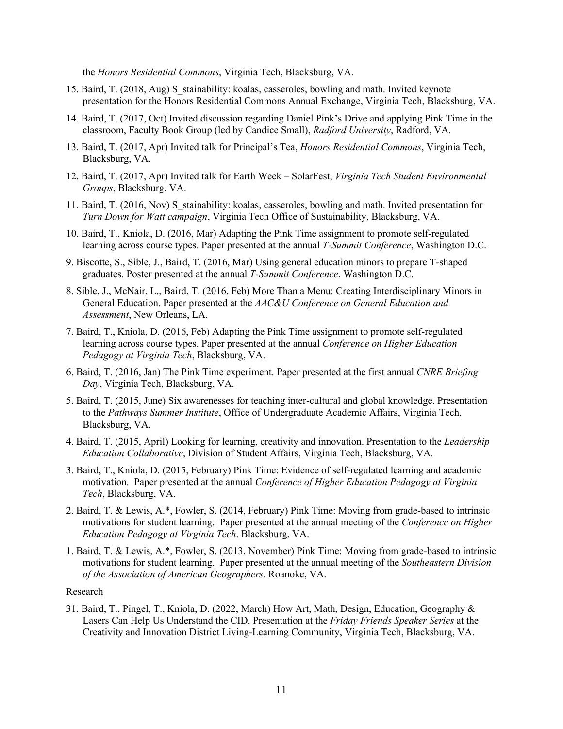the *Honors Residential Commons*, Virginia Tech, Blacksburg, VA.

15. Baird, T. (2018, Aug) S_stainability: koalas, casseroles, bowling and math. Invited keynote presentation for the Honors Residential Commons Annual Exchange, Virginia Tech, Blacksburg, VA.

14. Baird, T. (2017, Oct) Invited discussion regarding Daniel Pink's Drive and applying Pink Time in the classroom, Faculty Book Group (led by Candice Small), *Radford University*, Radford, VA.

13. Baird, T. (2017, Apr) Invited talk for Principal's Tea, *Honors Residential Commons*, Virginia Tech, Blacksburg, VA.

12. Baird, T. (2017, Apr) Invited talk for Earth Week – SolarFest, *Virginia Tech Student Environmental Groups*, Blacksburg, VA.

11. Baird, T. (2016, Nov) S_stainability: koalas, casseroles, bowling and math. Invited presentation for *Turn Down for Watt campaign*, Virginia Tech Office of Sustainability, Blacksburg, VA.

10. Baird, T., Kniola, D. (2016, Mar) Adapting the Pink Time assignment to promote self-regulated learning across course types. Paper presented at the annual *T-Summit Conference*, Washington D.C.

9. Biscotte, S., Sible, J., Baird, T. (2016, Mar) Using general education minors to prepare T-shaped graduates. Poster presented at the annual *T-Summit Conference*, Washington D.C.

8. Sible, J., McNair, L., Baird, T. (2016, Feb) More Than a Menu: Creating Interdisciplinary Minors in General Education. Paper presented at the *AAC&U Conference on General Education and Assessment*, New Orleans, LA.

7. Baird, T., Kniola, D. (2016, Feb) Adapting the Pink Time assignment to promote self-regulated learning across course types. Paper presented at the annual *Conference on Higher Education Pedagogy at Virginia Tech*, Blacksburg, VA.

6. Baird, T. (2016, Jan) The Pink Time experiment. Paper presented at the first annual *CNRE Briefing Day*, Virginia Tech, Blacksburg, VA.

5. Baird, T. (2015, June) Six awarenesses for teaching inter-cultural and global knowledge. Presentation to the *Pathways Summer Institute*, Office of Undergraduate Academic Affairs, Virginia Tech, Blacksburg, VA.

4. Baird, T. (2015, April) Looking for learning, creativity and innovation. Presentation to the *Leadership Education Collaborative*, Division of Student Affairs, Virginia Tech, Blacksburg, VA.

3. Baird, T., Kniola, D. (2015, February) Pink Time: Evidence of self-regulated learning and academic motivation. Paper presented at the annual *Conference of Higher Education Pedagogy at Virginia Tech*, Blacksburg, VA.

2. Baird, T. & Lewis, A.*, Fowler, S. (2014, February) Pink Time: Moving from grade-based to intrinsic motivations for student learning. Paper presented at the annual meeting of the *Conference on Higher Education Pedagogy at Virginia Tech*. Blacksburg, VA.

1. Baird, T. & Lewis, A.*, Fowler, S. (2013, November) Pink Time: Moving from grade-based to intrinsic motivations for student learning. Paper presented at the annual meeting of the *Southeastern Division of the Association of American Geographers*. Roanoke, VA.

Research

31. Baird, T., Pingel, T., Kniola, D. (2022, March) How Art, Math, Design, Education, Geography & Lasers Can Help Us Understand the CID. Presentation at the *Friday Friends Speaker Series* at the Creativity and Innovation District Living-Learning Community, Virginia Tech, Blacksburg, VA.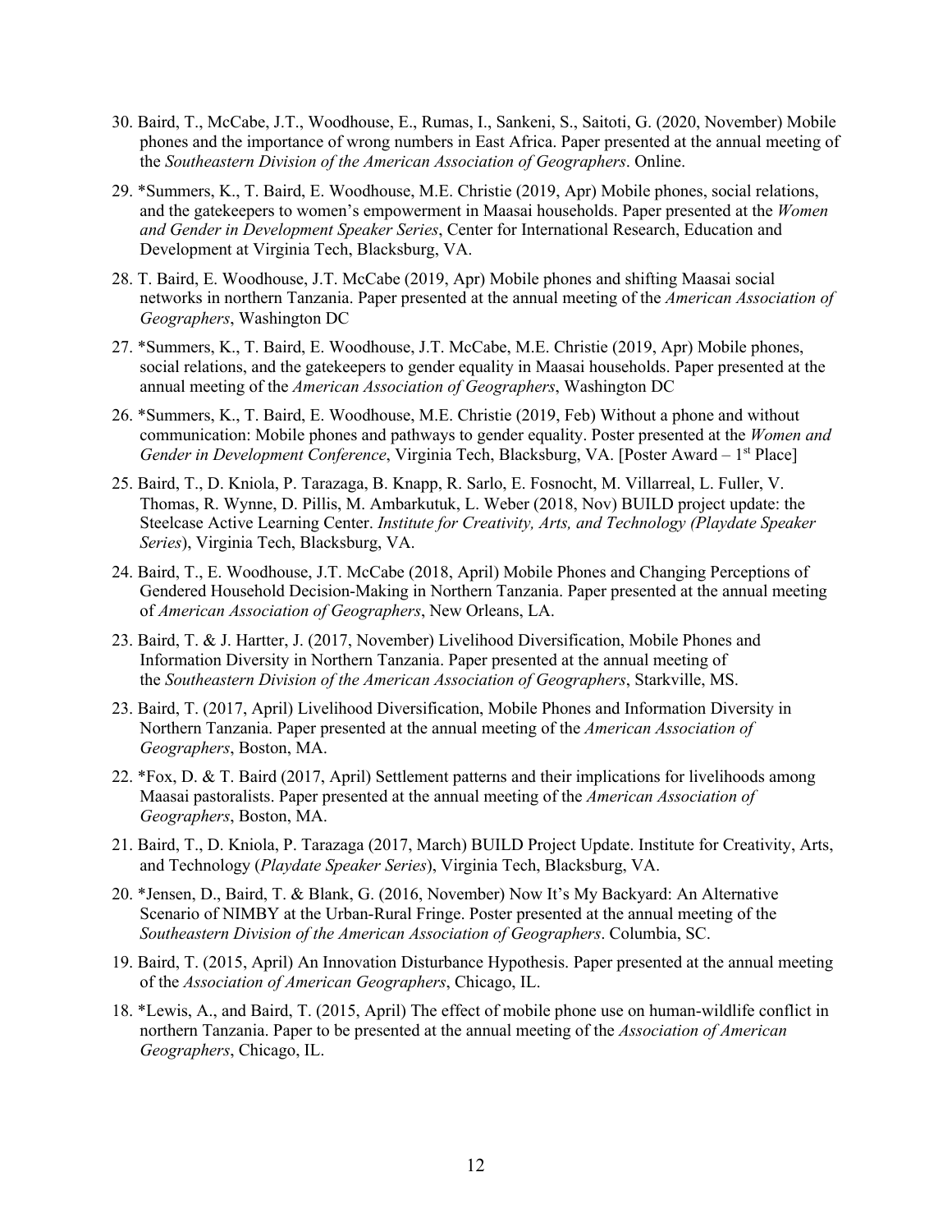30. Baird, T., McCabe, J.T., Woodhouse, E., Rumas, I., Sankeni, S., Saitoti, G. (2020, November) Mobile phones and the importance of wrong numbers in East Africa. Paper presented at the annual meeting of the *Southeastern Division of the American Association of Geographers*. Online.

29. *Summers, K., T. Baird, E. Woodhouse, M.E. Christie (2019, Apr) Mobile phones, social relations, and the gatekeepers to women's empowerment in Maasai households. Paper presented at the *Women and Gender in Development Speaker Series*, Center for International Research, Education and Development at Virginia Tech, Blacksburg, VA.

28. T. Baird, E. Woodhouse, J.T. McCabe (2019, Apr) Mobile phones and shifting Maasai social networks in northern Tanzania. Paper presented at the annual meeting of the *American Association of Geographers*, Washington DC

27. *Summers, K., T. Baird, E. Woodhouse, J.T. McCabe, M.E. Christie (2019, Apr) Mobile phones, social relations, and the gatekeepers to gender equality in Maasai households. Paper presented at the annual meeting of the *American Association of Geographers*, Washington DC

26. *Summers, K., T. Baird, E. Woodhouse, M.E. Christie (2019, Feb) Without a phone and without communication: Mobile phones and pathways to gender equality. Poster presented at the *Women and Gender in Development Conference*, Virginia Tech, Blacksburg, VA. [Poster Award – 1st Place]

25. Baird, T., D. Kniola, P. Tarazaga, B. Knapp, R. Sarlo, E. Fosnocht, M. Villarreal, L. Fuller, V. Thomas, R. Wynne, D. Pillis, M. Ambarkutuk, L. Weber (2018, Nov) BUILD project update: the Steelcase Active Learning Center. *Institute for Creativity, Arts, and Technology (Playdate Speaker Series*), Virginia Tech, Blacksburg, VA.

24. Baird, T., E. Woodhouse, J.T. McCabe (2018, April) Mobile Phones and Changing Perceptions of Gendered Household Decision-Making in Northern Tanzania. Paper presented at the annual meeting of *American Association of Geographers*, New Orleans, LA.

23. Baird, T. & J. Hartter, J. (2017, November) Livelihood Diversification, Mobile Phones and Information Diversity in Northern Tanzania. Paper presented at the annual meeting of the *Southeastern Division of the American Association of Geographers*, Starkville, MS.

23. Baird, T. (2017, April) Livelihood Diversification, Mobile Phones and Information Diversity in Northern Tanzania. Paper presented at the annual meeting of the *American Association of Geographers*, Boston, MA.

22. *Fox, D. & T. Baird (2017, April) Settlement patterns and their implications for livelihoods among Maasai pastoralists. Paper presented at the annual meeting of the *American Association of Geographers*, Boston, MA.

21. Baird, T., D. Kniola, P. Tarazaga (2017, March) BUILD Project Update. Institute for Creativity, Arts, and Technology (*Playdate Speaker Series*), Virginia Tech, Blacksburg, VA.

20. *Jensen, D., Baird, T. & Blank, G. (2016, November) Now It's My Backyard: An Alternative Scenario of NIMBY at the Urban-Rural Fringe. Poster presented at the annual meeting of the *Southeastern Division of the American Association of Geographers*. Columbia, SC.

19. Baird, T. (2015, April) An Innovation Disturbance Hypothesis. Paper presented at the annual meeting of the *Association of American Geographers*, Chicago, IL.

18. *Lewis, A., and Baird, T. (2015, April) The effect of mobile phone use on human-wildlife conflict in northern Tanzania. Paper to be presented at the annual meeting of the *Association of American Geographers*, Chicago, IL.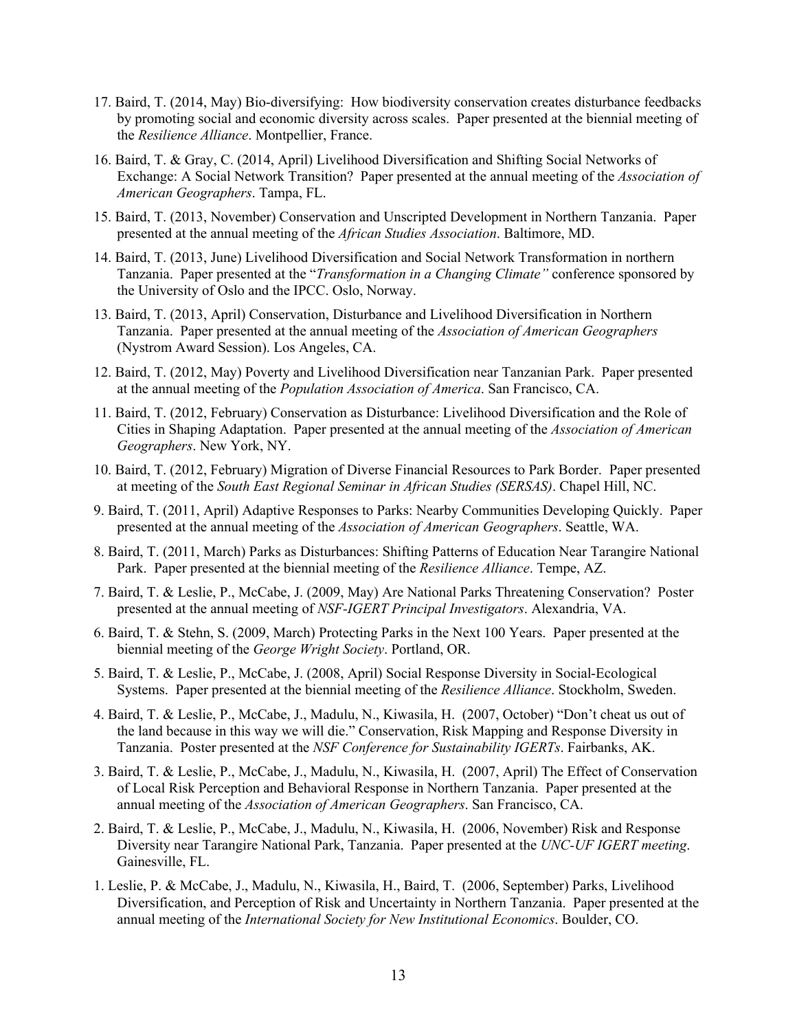17. Baird, T. (2014, May) Bio-diversifying: How biodiversity conservation creates disturbance feedbacks by promoting social and economic diversity across scales. Paper presented at the biennial meeting of the *Resilience Alliance*. Montpellier, France.

16. Baird, T. & Gray, C. (2014, April) Livelihood Diversification and Shifting Social Networks of Exchange: A Social Network Transition? Paper presented at the annual meeting of the *Association of American Geographers*. Tampa, FL.

15. Baird, T. (2013, November) Conservation and Unscripted Development in Northern Tanzania. Paper presented at the annual meeting of the *African Studies Association*. Baltimore, MD.

14. Baird, T. (2013, June) Livelihood Diversification and Social Network Transformation in northern Tanzania. Paper presented at the "*Transformation in a Changing Climate"* conference sponsored by the University of Oslo and the IPCC. Oslo, Norway.

13. Baird, T. (2013, April) Conservation, Disturbance and Livelihood Diversification in Northern Tanzania. Paper presented at the annual meeting of the *Association of American Geographers* (Nystrom Award Session). Los Angeles, CA.

12. Baird, T. (2012, May) Poverty and Livelihood Diversification near Tanzanian Park. Paper presented at the annual meeting of the *Population Association of America*. San Francisco, CA.

11. Baird, T. (2012, February) Conservation as Disturbance: Livelihood Diversification and the Role of Cities in Shaping Adaptation. Paper presented at the annual meeting of the *Association of American Geographers*. New York, NY.

10. Baird, T. (2012, February) Migration of Diverse Financial Resources to Park Border. Paper presented at meeting of the *South East Regional Seminar in African Studies (SERSAS)*. Chapel Hill, NC.

9. Baird, T. (2011, April) Adaptive Responses to Parks: Nearby Communities Developing Quickly. Paper presented at the annual meeting of the *Association of American Geographers*. Seattle, WA.

8. Baird, T. (2011, March) Parks as Disturbances: Shifting Patterns of Education Near Tarangire National Park. Paper presented at the biennial meeting of the *Resilience Alliance*. Tempe, AZ.

7. Baird, T. & Leslie, P., McCabe, J. (2009, May) Are National Parks Threatening Conservation? Poster presented at the annual meeting of *NSF-IGERT Principal Investigators*. Alexandria, VA.

6. Baird, T. & Stehn, S. (2009, March) Protecting Parks in the Next 100 Years. Paper presented at the biennial meeting of the *George Wright Society*. Portland, OR.

5. Baird, T. & Leslie, P., McCabe, J. (2008, April) Social Response Diversity in Social-Ecological Systems. Paper presented at the biennial meeting of the *Resilience Alliance*. Stockholm, Sweden.

4. Baird, T. & Leslie, P., McCabe, J., Madulu, N., Kiwasila, H. (2007, October) "Don't cheat us out of the land because in this way we will die." Conservation, Risk Mapping and Response Diversity in Tanzania. Poster presented at the *NSF Conference for Sustainability IGERTs*. Fairbanks, AK.

3. Baird, T. & Leslie, P., McCabe, J., Madulu, N., Kiwasila, H. (2007, April) The Effect of Conservation of Local Risk Perception and Behavioral Response in Northern Tanzania. Paper presented at the annual meeting of the *Association of American Geographers*. San Francisco, CA.

2. Baird, T. & Leslie, P., McCabe, J., Madulu, N., Kiwasila, H. (2006, November) Risk and Response Diversity near Tarangire National Park, Tanzania. Paper presented at the *UNC-UF IGERT meeting*. Gainesville, FL.

1. Leslie, P. & McCabe, J., Madulu, N., Kiwasila, H., Baird, T. (2006, September) Parks, Livelihood Diversification, and Perception of Risk and Uncertainty in Northern Tanzania. Paper presented at the annual meeting of the *International Society for New Institutional Economics*. Boulder, CO.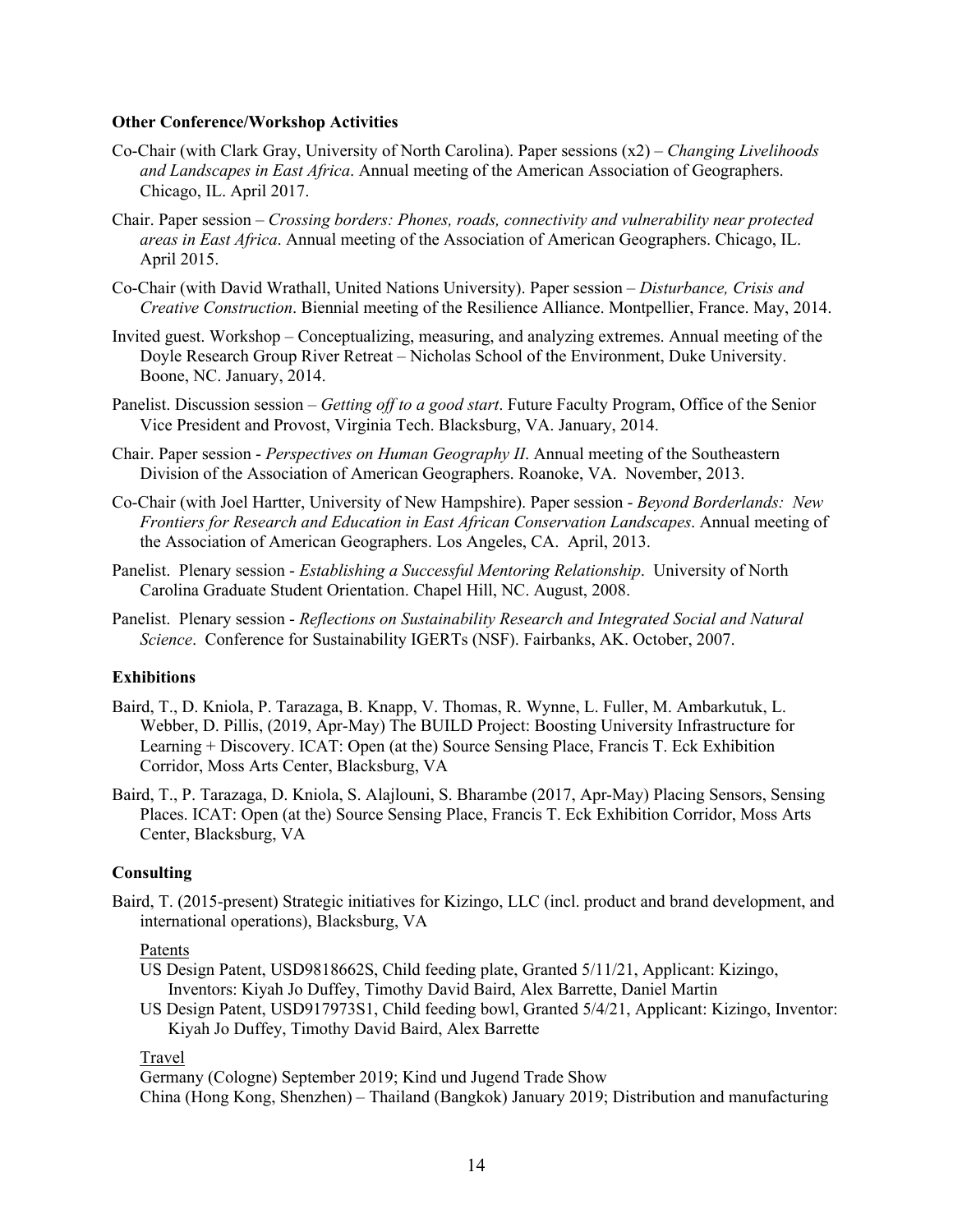**Other Conference/Workshop Activities**

Co-Chair (with Clark Gray, University of North Carolina). Paper sessions (x2) – *Changing Livelihoods and Landscapes in East Africa*. Annual meeting of the American Association of Geographers. Chicago, IL. April 2017.

Chair. Paper session – *Crossing borders: Phones, roads, connectivity and vulnerability near protected areas in East Africa*. Annual meeting of the Association of American Geographers. Chicago, IL. April 2015.

Co-Chair (with David Wrathall, United Nations University). Paper session – *Disturbance, Crisis and Creative Construction*. Biennial meeting of the Resilience Alliance. Montpellier, France. May, 2014.

Invited guest. Workshop – Conceptualizing, measuring, and analyzing extremes. Annual meeting of the Doyle Research Group River Retreat – Nicholas School of the Environment, Duke University. Boone, NC. January, 2014.

Panelist. Discussion session – *Getting off to a good start*. Future Faculty Program, Office of the Senior Vice President and Provost, Virginia Tech. Blacksburg, VA. January, 2014.

Chair. Paper session - *Perspectives on Human Geography II*. Annual meeting of the Southeastern Division of the Association of American Geographers. Roanoke, VA. November, 2013.

Co-Chair (with Joel Hartter, University of New Hampshire). Paper session - *Beyond Borderlands: New Frontiers for Research and Education in East African Conservation Landscapes*. Annual meeting of the Association of American Geographers. Los Angeles, CA. April, 2013.

Panelist. Plenary session - *Establishing a Successful Mentoring Relationship*. University of North Carolina Graduate Student Orientation. Chapel Hill, NC. August, 2008.

Panelist. Plenary session - *Reflections on Sustainability Research and Integrated Social and Natural Science*. Conference for Sustainability IGERTs (NSF). Fairbanks, AK. October, 2007.

**Exhibitions**

Baird, T., D. Kniola, P. Tarazaga, B. Knapp, V. Thomas, R. Wynne, L. Fuller, M. Ambarkutuk, L. Webber, D. Pillis, (2019, Apr-May) The BUILD Project: Boosting University Infrastructure for Learning + Discovery. ICAT: Open (at the) Source Sensing Place, Francis T. Eck Exhibition Corridor, Moss Arts Center, Blacksburg, VA

Baird, T., P. Tarazaga, D. Kniola, S. Alajlouni, S. Bharambe (2017, Apr-May) Placing Sensors, Sensing Places. ICAT: Open (at the) Source Sensing Place, Francis T. Eck Exhibition Corridor, Moss Arts Center, Blacksburg, VA

**Consulting**

Baird, T. (2015-present) Strategic initiatives for Kizingo, LLC (incl. product and brand development, and international operations), Blacksburg, VA

Patents

US Design Patent, USD9818662S, Child feeding plate, Granted 5/11/21, Applicant: Kizingo, Inventors: Kiyah Jo Duffey, Timothy David Baird, Alex Barrette, Daniel Martin

US Design Patent, USD917973S1, Child feeding bowl, Granted 5/4/21, Applicant: Kizingo, Inventor: Kiyah Jo Duffey, Timothy David Baird, Alex Barrette

Travel

Germany (Cologne) September 2019; Kind und Jugend Trade Show

China (Hong Kong, Shenzhen) – Thailand (Bangkok) January 2019; Distribution and manufacturing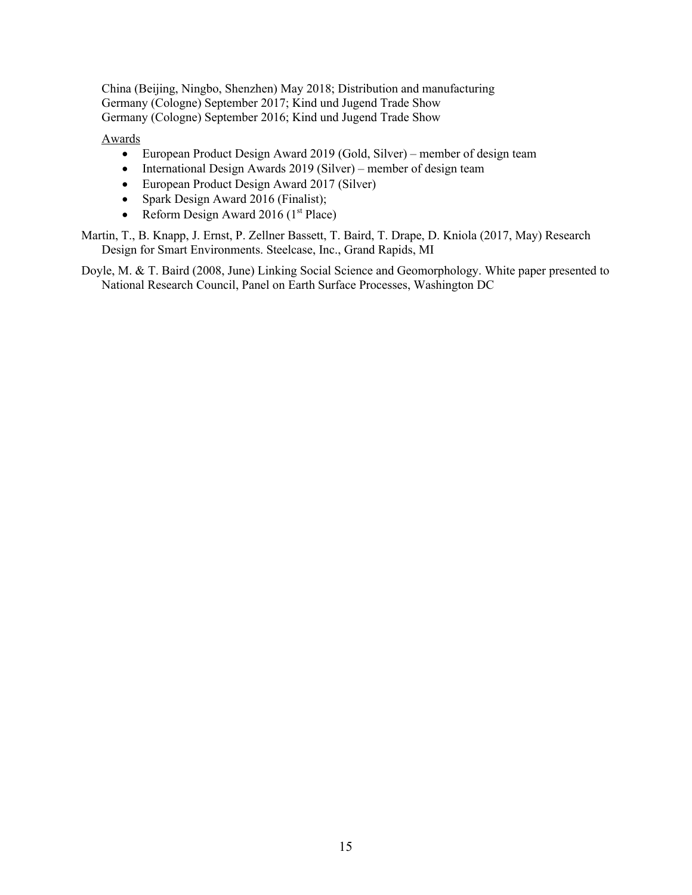China (Beijing, Ningbo, Shenzhen) May 2018; Distribution and manufacturing
Germany (Cologne) September 2017; Kind und Jugend Trade Show
Germany (Cologne) September 2016; Kind und Jugend Trade Show

Awards

- European Product Design Award 2019 (Gold, Silver) – member of design team
- International Design Awards 2019 (Silver) – member of design team
- European Product Design Award 2017 (Silver)
- Spark Design Award 2016 (Finalist);
- Reform Design Award 2016 (1st Place)

Martin, T., B. Knapp, J. Ernst, P. Zellner Bassett, T. Baird, T. Drape, D. Kniola (2017, May) Research Design for Smart Environments. Steelcase, Inc., Grand Rapids, MI

Doyle, M. & T. Baird (2008, June) Linking Social Science and Geomorphology. White paper presented to National Research Council, Panel on Earth Surface Processes, Washington DC